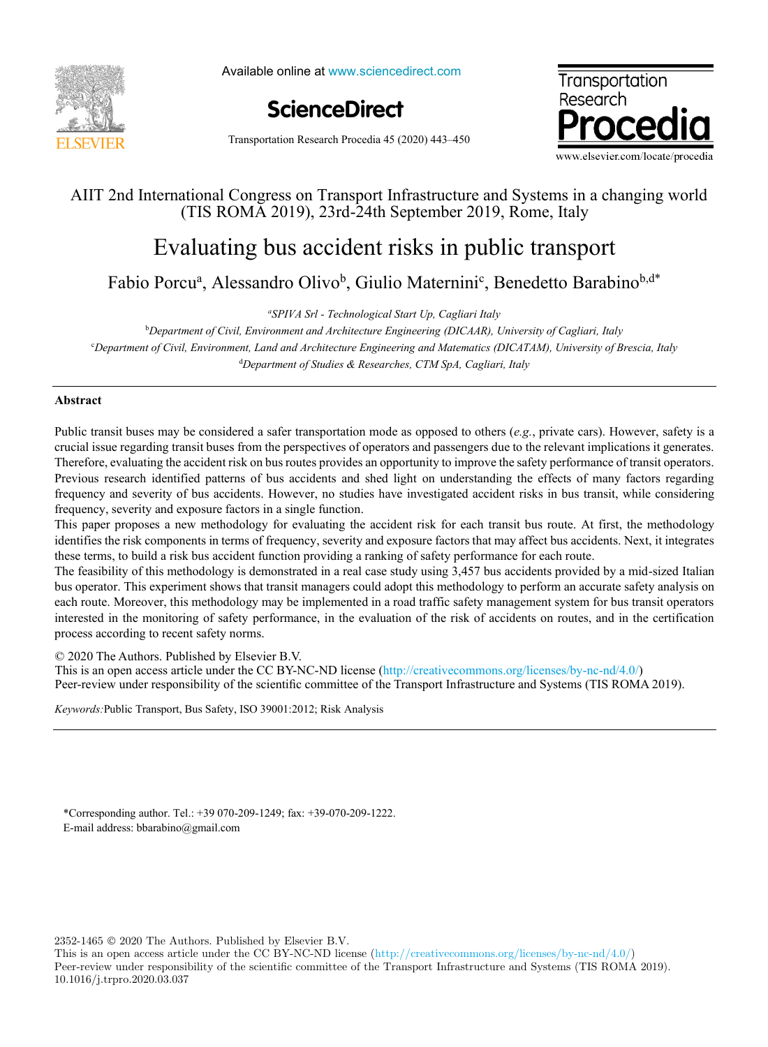AIIT 2nd International Congress on Transport Infrastructure and Systems in a changing world (TIS ROMA 2019), 23rd-24th September 2019, Rome, Italy

# Evaluating bus accident risks in public transport

Fabio Porcu[a], Alessandro Olivo[b], Giulio Maternini[c], Benedetto Barabino[b,d*]

[a]*SPIVA Srl - Technological Start Up, Cagliari Italy*

[b]*Department of Civil, Environment and Architecture Engineering (DICAAR), University of Cagliari, Italy*

[c]*Department of Civil, Environment, Land and Architecture Engineering and Matematics (DICATAM), University of Brescia, Italy*

[d]*Department of Studies & Researches, CTM SpA, Cagliari, Italy*

## Abstract

Public transit buses may be considered a safer transportation mode as opposed to others (*e.g.*, private cars). However, safety is a crucial issue regarding transit buses from the perspectives of operators and passengers due to the relevant implications it generates. Therefore, evaluating the accident risk on bus routes provides an opportunity to improve the safety performance of transit operators. Previous research identified patterns of bus accidents and shed light on understanding the effects of many factors regarding frequency and severity of bus accidents. However, no studies have investigated accident risks in bus transit, while considering frequency, severity and exposure factors in a single function.

This paper proposes a new methodology for evaluating the accident risk for each transit bus route. At first, the methodology identifies the risk components in terms of frequency, severity and exposure factors that may affect bus accidents. Next, it integrates these terms, to build a risk bus accident function providing a ranking of safety performance for each route.

The feasibility of this methodology is demonstrated in a real case study using 3,457 bus accidents provided by a mid-sized Italian bus operator. This experiment shows that transit managers could adopt this methodology to perform an accurate safety analysis on each route. Moreover, this methodology may be implemented in a road traffic safety management system for bus transit operators interested in the monitoring of safety performance, in the evaluation of the risk of accidents on routes, and in the certification process according to recent safety norms.

© 2020 The Authors. Published by Elsevier B.V.
This is an open access article under the CC BY-NC-ND license (http://creativecommons.org/licenses/by-nc-nd/4.0/)
Peer-review under responsibility of the scientific committee of the Transport Infrastructure and Systems (TIS ROMA 2019).

*Keywords:* Public Transport, Bus Safety, ISO 39001:2012; Risk Analysis

*Corresponding author. Tel.: +39 070-209-1249; fax: +39-070-209-1222.
E-mail address: bbarabino@gmail.com

2352-1465 © 2020 The Authors. Published by Elsevier B.V.
This is an open access article under the CC BY-NC-ND license (http://creativecommons.org/licenses/by-nc-nd/4.0/)
Peer-review under responsibility of the scientific committee of the Transport Infrastructure and Systems (TIS ROMA 2019).
10.1016/j.trpro.2020.03.037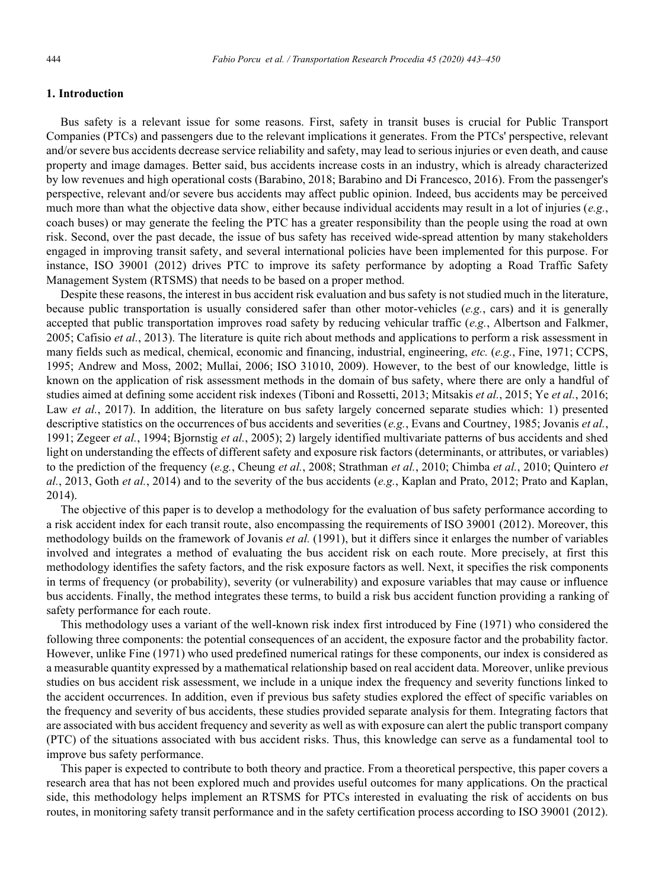## 1. Introduction

Bus safety is a relevant issue for some reasons. First, safety in transit buses is crucial for Public Transport Companies (PTCs) and passengers due to the relevant implications it generates. From the PTCs' perspective, relevant and/or severe bus accidents decrease service reliability and safety, may lead to serious injuries or even death, and cause property and image damages. Better said, bus accidents increase costs in an industry, which is already characterized by low revenues and high operational costs (Barabino, 2018; Barabino and Di Francesco, 2016). From the passenger's perspective, relevant and/or severe bus accidents may affect public opinion. Indeed, bus accidents may be perceived much more than what the objective data show, either because individual accidents may result in a lot of injuries (*e.g.*, coach buses) or may generate the feeling the PTC has a greater responsibility than the people using the road at own risk. Second, over the past decade, the issue of bus safety has received wide-spread attention by many stakeholders engaged in improving transit safety, and several international policies have been implemented for this purpose. For instance, ISO 39001 (2012) drives PTC to improve its safety performance by adopting a Road Traffic Safety Management System (RTSMS) that needs to be based on a proper method.

Despite these reasons, the interest in bus accident risk evaluation and bus safety is not studied much in the literature, because public transportation is usually considered safer than other motor-vehicles (*e.g.*, cars) and it is generally accepted that public transportation improves road safety by reducing vehicular traffic (*e.g.*, Albertson and Falkmer, 2005; Cafisio *et al.*, 2013). The literature is quite rich about methods and applications to perform a risk assessment in many fields such as medical, chemical, economic and financing, industrial, engineering, *etc.* (*e.g.*, Fine, 1971; CCPS, 1995; Andrew and Moss, 2002; Mullai, 2006; ISO 31010, 2009). However, to the best of our knowledge, little is known on the application of risk assessment methods in the domain of bus safety, where there are only a handful of studies aimed at defining some accident risk indexes (Tiboni and Rossetti, 2013; Mitsakis *et al.*, 2015; Ye *et al.*, 2016; Law *et al.*, 2017). In addition, the literature on bus safety largely concerned separate studies which: 1) presented descriptive statistics on the occurrences of bus accidents and severities (*e.g.*, Evans and Courtney, 1985; Jovanis *et al.*, 1991; Zegeer *et al.*, 1994; Bjornstig *et al.*, 2005); 2) largely identified multivariate patterns of bus accidents and shed light on understanding the effects of different safety and exposure risk factors (determinants, or attributes, or variables) to the prediction of the frequency (*e.g.*, Cheung *et al.*, 2008; Strathman *et al.*, 2010; Chimba *et al.*, 2010; Quintero *et al.*, 2013, Goth *et al.*, 2014) and to the severity of the bus accidents (*e.g.*, Kaplan and Prato, 2012; Prato and Kaplan, 2014).

The objective of this paper is to develop a methodology for the evaluation of bus safety performance according to a risk accident index for each transit route, also encompassing the requirements of ISO 39001 (2012). Moreover, this methodology builds on the framework of Jovanis *et al.* (1991), but it differs since it enlarges the number of variables involved and integrates a method of evaluating the bus accident risk on each route. More precisely, at first this methodology identifies the safety factors, and the risk exposure factors as well. Next, it specifies the risk components in terms of frequency (or probability), severity (or vulnerability) and exposure variables that may cause or influence bus accidents. Finally, the method integrates these terms, to build a risk bus accident function providing a ranking of safety performance for each route.

This methodology uses a variant of the well-known risk index first introduced by Fine (1971) who considered the following three components: the potential consequences of an accident, the exposure factor and the probability factor. However, unlike Fine (1971) who used predefined numerical ratings for these components, our index is considered as a measurable quantity expressed by a mathematical relationship based on real accident data. Moreover, unlike previous studies on bus accident risk assessment, we include in a unique index the frequency and severity functions linked to the accident occurrences. In addition, even if previous bus safety studies explored the effect of specific variables on the frequency and severity of bus accidents, these studies provided separate analysis for them. Integrating factors that are associated with bus accident frequency and severity as well as with exposure can alert the public transport company (PTC) of the situations associated with bus accident risks. Thus, this knowledge can serve as a fundamental tool to improve bus safety performance.

This paper is expected to contribute to both theory and practice. From a theoretical perspective, this paper covers a research area that has not been explored much and provides useful outcomes for many applications. On the practical side, this methodology helps implement an RTSMS for PTCs interested in evaluating the risk of accidents on bus routes, in monitoring safety transit performance and in the safety certification process according to ISO 39001 (2012).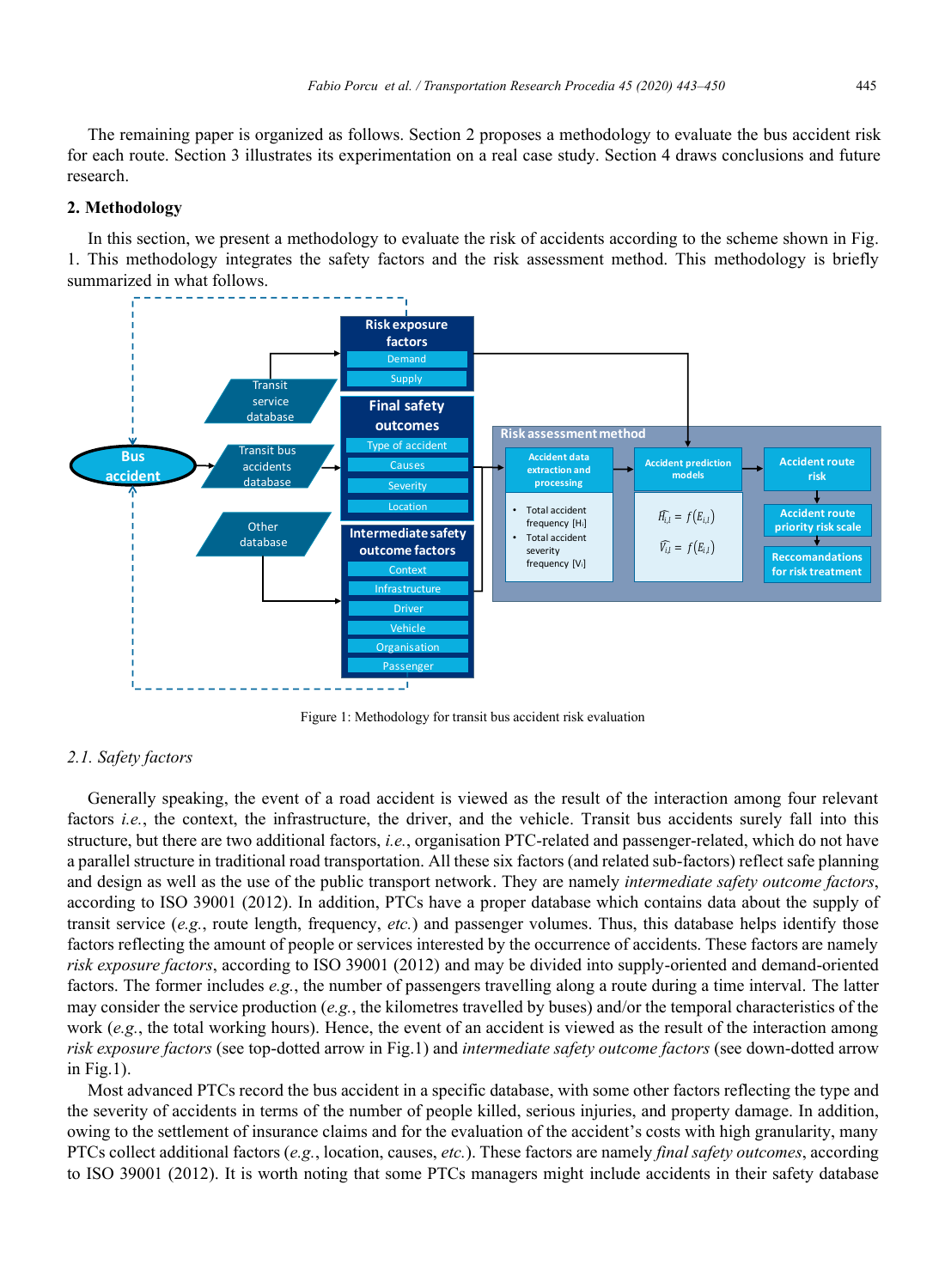The remaining paper is organized as follows. Section 2 proposes a methodology to evaluate the bus accident risk for each route. Section 3 illustrates its experimentation on a real case study. Section 4 draws conclusions and future research.

## 2. Methodology

In this section, we present a methodology to evaluate the risk of accidents according to the scheme shown in Fig. 1. This methodology integrates the safety factors and the risk assessment method. This methodology is briefly summarized in what follows.

Figure 1: Methodology for transit bus accident risk evaluation

### 2.1. Safety factors

Generally speaking, the event of a road accident is viewed as the result of the interaction among four relevant factors *i.e.*, the context, the infrastructure, the driver, and the vehicle. Transit bus accidents surely fall into this structure, but there are two additional factors, *i.e.*, organisation PTC-related and passenger-related, which do not have a parallel structure in traditional road transportation. All these six factors (and related sub-factors) reflect safe planning and design as well as the use of the public transport network. They are namely *intermediate safety outcome factors*, according to ISO 39001 (2012). In addition, PTCs have a proper database which contains data about the supply of transit service (*e.g.*, route length, frequency, *etc.*) and passenger volumes. Thus, this database helps identify those factors reflecting the amount of people or services interested by the occurrence of accidents. These factors are namely *risk exposure factors*, according to ISO 39001 (2012) and may be divided into supply-oriented and demand-oriented factors. The former includes *e.g.*, the number of passengers travelling along a route during a time interval. The latter may consider the service production (*e.g.*, the kilometres travelled by buses) and/or the temporal characteristics of the work (*e.g.*, the total working hours). Hence, the event of an accident is viewed as the result of the interaction among *risk exposure factors* (see top-dotted arrow in Fig.1) and *intermediate safety outcome factors* (see down-dotted arrow in Fig.1).

Most advanced PTCs record the bus accident in a specific database, with some other factors reflecting the type and the severity of accidents in terms of the number of people killed, serious injuries, and property damage. In addition, owing to the settlement of insurance claims and for the evaluation of the accident's costs with high granularity, many PTCs collect additional factors (*e.g.*, location, causes, *etc.*). These factors are namely *final safety outcomes*, according to ISO 39001 (2012). It is worth noting that some PTCs managers might include accidents in their safety database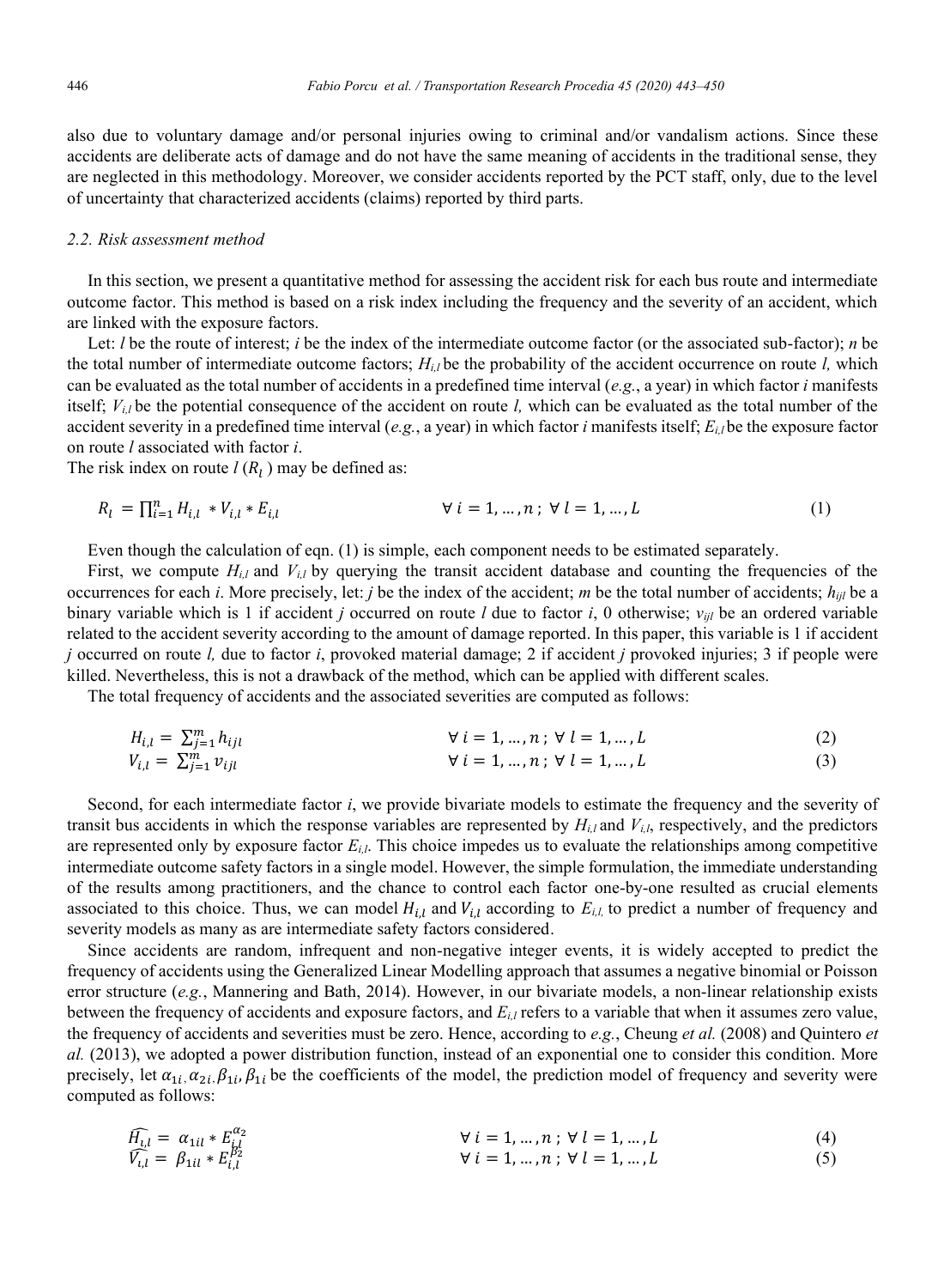also due to voluntary damage and/or personal injuries owing to criminal and/or vandalism actions. Since these accidents are deliberate acts of damage and do not have the same meaning of accidents in the traditional sense, they are neglected in this methodology. Moreover, we consider accidents reported by the PCT staff, only, due to the level of uncertainty that characterized accidents (claims) reported by third parts.

### *2.2. Risk assessment method*

In this section, we present a quantitative method for assessing the accident risk for each bus route and intermediate outcome factor. This method is based on a risk index including the frequency and the severity of an accident, which are linked with the exposure factors.

Let: $l$ be the route of interest; $i$ be the index of the intermediate outcome factor (or the associated sub-factor); $n$ be the total number of intermediate outcome factors; $H_{i,l}$ be the probability of the accident occurrence on route $l$, which can be evaluated as the total number of accidents in a predefined time interval (*e.g.*, a year) in which factor $i$ manifests itself; $V_{i,l}$ be the potential consequence of the accident on route $l$, which can be evaluated as the total number of the accident severity in a predefined time interval (*e.g.*, a year) in which factor $i$ manifests itself; $E_{i,l}$ be the exposure factor on route $l$ associated with factor $i$.
The risk index on route $l$ ($R_l$) may be defined as:

$$R_l = \prod_{i=1}^{n} H_{i,l} * V_{i,l} * E_{i,l} \qquad \forall\, i = 1, \dots, n\,;\ \forall\, l = 1, \dots, L \tag{1}$$

Even though the calculation of eqn. (1) is simple, each component needs to be estimated separately.

First, we compute $H_{i,l}$ and $V_{i,l}$ by querying the transit accident database and counting the frequencies of the occurrences for each $i$. More precisely, let: $j$ be the index of the accident; $m$ be the total number of accidents; $h_{ijl}$ be a binary variable which is 1 if accident $j$ occurred on route $l$ due to factor $i$, 0 otherwise; $v_{ijl}$ be an ordered variable related to the accident severity according to the amount of damage reported. In this paper, this variable is 1 if accident $j$ occurred on route $l$, due to factor $i$, provoked material damage; 2 if accident $j$ provoked injuries; 3 if people were killed. Nevertheless, this is not a drawback of the method, which can be applied with different scales.

The total frequency of accidents and the associated severities are computed as follows:

$$H_{i,l} = \sum_{j=1}^{m} h_{ijl} \qquad \forall\, i = 1, \dots, n\,;\ \forall\, l = 1, \dots, L \tag{2}$$

$$V_{i,l} = \sum_{j=1}^{m} v_{ijl} \qquad \forall\, i = 1, \dots, n\,;\ \forall\, l = 1, \dots, L \tag{3}$$

Second, for each intermediate factor $i$, we provide bivariate models to estimate the frequency and the severity of transit bus accidents in which the response variables are represented by $H_{i,l}$ and $V_{i,l}$, respectively, and the predictors are represented only by exposure factor $E_{i,l}$. This choice impedes us to evaluate the relationships among competitive intermediate outcome safety factors in a single model. However, the simple formulation, the immediate understanding of the results among practitioners, and the chance to control each factor one-by-one resulted as crucial elements associated to this choice. Thus, we can model $H_{i,l}$ and $V_{i,l}$ according to $E_{i,l}$, to predict a number of frequency and severity models as many as are intermediate safety factors considered.

Since accidents are random, infrequent and non-negative integer events, it is widely accepted to predict the frequency of accidents using the Generalized Linear Modelling approach that assumes a negative binomial or Poisson error structure (*e.g.*, Mannering and Bath, 2014). However, in our bivariate models, a non-linear relationship exists between the frequency of accidents and exposure factors, and $E_{i,l}$ refers to a variable that when it assumes zero value, the frequency of accidents and severities must be zero. Hence, according to *e.g.*, Cheung *et al.* (2008) and Quintero *et al.* (2013), we adopted a power distribution function, instead of an exponential one to consider this condition. More precisely, let $\alpha_{1i}, \alpha_{2i}, \beta_{1i}, \beta_{1i}$ be the coefficients of the model, the prediction model of frequency and severity were computed as follows:

$$\widehat{H_{i,l}} = \alpha_{1il} * E_{i,l}^{\alpha_2} \qquad \forall\, i = 1, \dots, n\,;\ \forall\, l = 1, \dots, L \tag{4}$$

$$\widehat{V_{i,l}} = \beta_{1il} * E_{i,l}^{\beta_2} \qquad \forall\, i = 1, \dots, n\,;\ \forall\, l = 1, \dots, L \tag{5}$$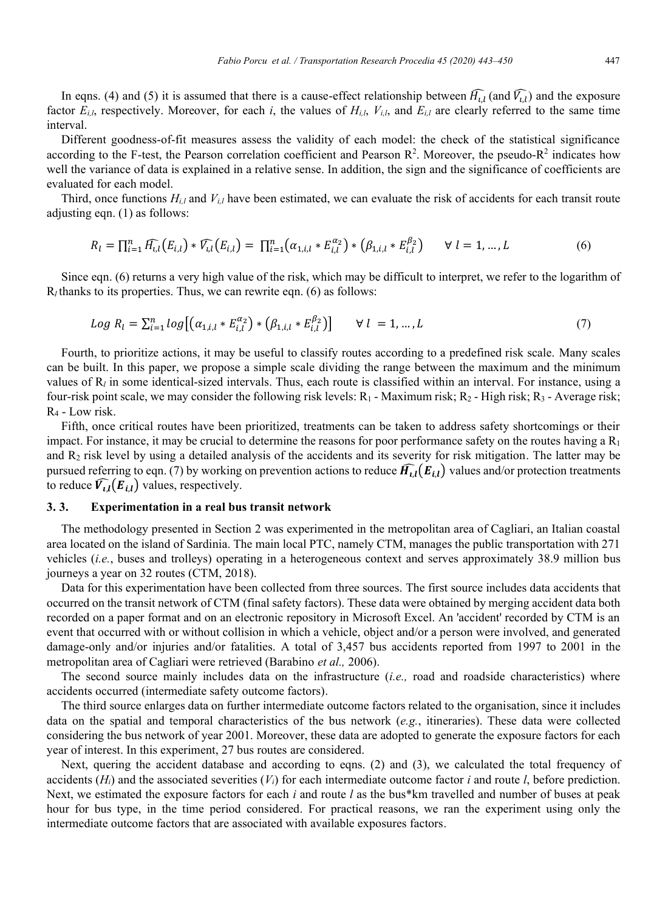In eqns. (4) and (5) it is assumed that there is a cause-effect relationship between $\widehat{H_{\iota,l}}$ (and $\widehat{V_{\iota,l}}$) and the exposure factor $E_{i,l}$, respectively. Moreover, for each *i*, the values of $H_{i,l}$, $V_{i,l}$, and $E_{i,l}$ are clearly referred to the same time interval.

Different goodness-of-fit measures assess the validity of each model: the check of the statistical significance according to the F-test, the Pearson correlation coefficient and Pearson $R^2$. Moreover, the pseudo-$R^2$ indicates how well the variance of data is explained in a relative sense. In addition, the sign and the significance of coefficients are evaluated for each model.

Third, once functions $H_{i,l}$ and $V_{i,l}$ have been estimated, we can evaluate the risk of accidents for each transit route adjusting eqn. (1) as follows:

$$R_l = \prod_{i=1}^{n} \widehat{H_{\iota,l}}(E_{i,l}) * \widehat{V_{\iota,l}}(E_{i,l}) = \prod_{i=1}^{n} (\alpha_{1,i,l} * E_{i,l}^{\alpha_2}) * (\beta_{1,i,l} * E_{i,l}^{\beta_2}) \qquad \forall\, l = 1, \dots, L \tag{6}$$

Since eqn. (6) returns a very high value of the risk, which may be difficult to interpret, we refer to the logarithm of $R_l$ thanks to its properties. Thus, we can rewrite eqn. (6) as follows:

$$Log\ R_l = \sum_{i=1}^{n} log\left[(\alpha_{1,i,l} * E_{i,l}^{\alpha_2}) * (\beta_{1,i,l} * E_{i,l}^{\beta_2})\right] \qquad \forall\, l = 1, \dots, L \tag{7}$$

Fourth, to prioritize actions, it may be useful to classify routes according to a predefined risk scale. Many scales can be built. In this paper, we propose a simple scale dividing the range between the maximum and the minimum values of $R_l$ in some identical-sized intervals. Thus, each route is classified within an interval. For instance, using a four-risk point scale, we may consider the following risk levels: $R_1$ - Maximum risk; $R_2$ - High risk; $R_3$ - Average risk; $R_4$ - Low risk.

Fifth, once critical routes have been prioritized, treatments can be taken to address safety shortcomings or their impact. For instance, it may be crucial to determine the reasons for poor performance safety on the routes having a $R_1$ and $R_2$ risk level by using a detailed analysis of the accidents and its severity for risk mitigation. The latter may be pursued referring to eqn. (7) by working on prevention actions to reduce $\widehat{\boldsymbol{H}_{\iota,l}}(\boldsymbol{E}_{i,l})$ values and/or protection treatments to reduce $\widehat{\boldsymbol{V}_{\iota,l}}(\boldsymbol{E}_{i,l})$ values, respectively.

### 3. 3. Experimentation in a real bus transit network

The methodology presented in Section 2 was experimented in the metropolitan area of Cagliari, an Italian coastal area located on the island of Sardinia. The main local PTC, namely CTM, manages the public transportation with 271 vehicles (*i.e.*, buses and trolleys) operating in a heterogeneous context and serves approximately 38.9 million bus journeys a year on 32 routes (CTM, 2018).

Data for this experimentation have been collected from three sources. The first source includes data accidents that occurred on the transit network of CTM (final safety factors). These data were obtained by merging accident data both recorded on a paper format and on an electronic repository in Microsoft Excel. An 'accident' recorded by CTM is an event that occurred with or without collision in which a vehicle, object and/or a person were involved, and generated damage-only and/or injuries and/or fatalities. A total of 3,457 bus accidents reported from 1997 to 2001 in the metropolitan area of Cagliari were retrieved (Barabino *et al.,* 2006).

The second source mainly includes data on the infrastructure (*i.e.,* road and roadside characteristics) where accidents occurred (intermediate safety outcome factors).

The third source enlarges data on further intermediate outcome factors related to the organisation, since it includes data on the spatial and temporal characteristics of the bus network (*e.g.*, itineraries). These data were collected considering the bus network of year 2001. Moreover, these data are adopted to generate the exposure factors for each year of interest. In this experiment, 27 bus routes are considered.

Next, quering the accident database and according to eqns. (2) and (3), we calculated the total frequency of accidents ($H_i$) and the associated severities ($V_i$) for each intermediate outcome factor *i* and route *l*, before prediction. Next, we estimated the exposure factors for each *i* and route *l* as the bus*km travelled and number of buses at peak hour for bus type, in the time period considered. For practical reasons, we ran the experiment using only the intermediate outcome factors that are associated with available exposures factors.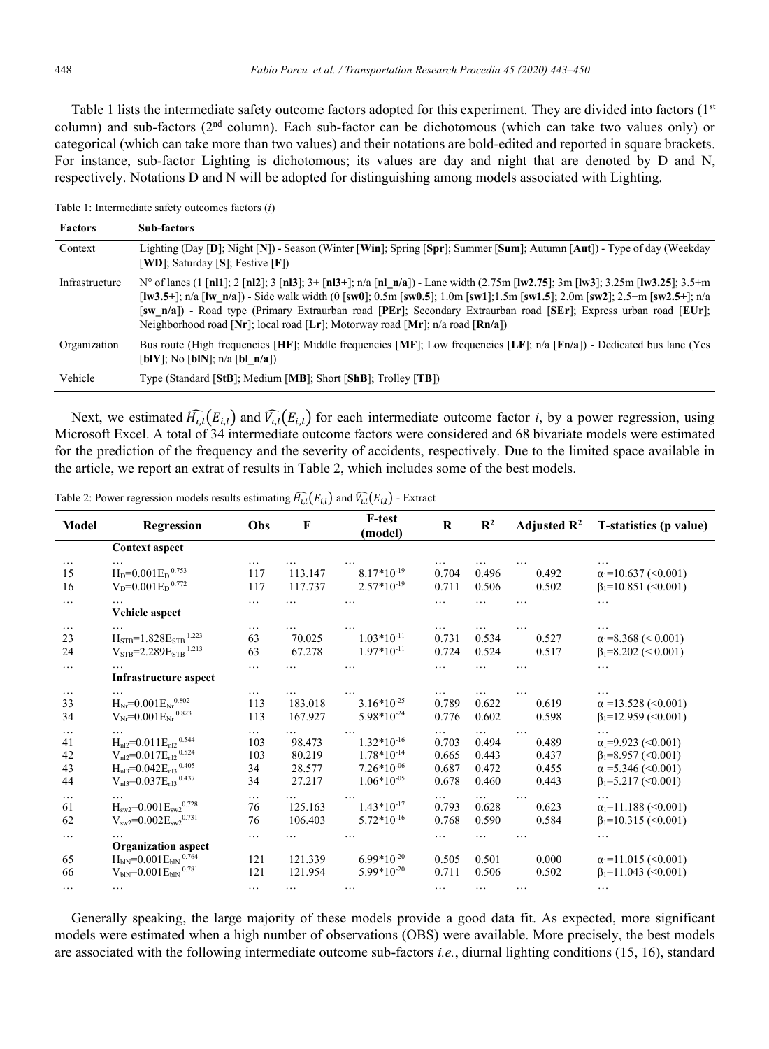Table 1 lists the intermediate safety outcome factors adopted for this experiment. They are divided into factors (1st column) and sub-factors (2nd column). Each sub-factor can be dichotomous (which can take two values only) or categorical (which can take more than two values) and their notations are bold-edited and reported in square brackets. For instance, sub-factor Lighting is dichotomous; its values are day and night that are denoted by D and N, respectively. Notations D and N will be adopted for distinguishing among models associated with Lighting.

Table 1: Intermediate safety outcomes factors (*i*)

| Factors | Sub-factors |
|---|---|
| Context | Lighting (Day [**D**]; Night [**N**]) - Season (Winter [**Win**]; Spring [**Spr**]; Summer [**Sum**]; Autumn [**Aut**]) - Type of day (Weekday [**WD**]; Saturday [**S**]; Festive [**F**]) |
| Infrastructure | N° of lanes (1 [**nl1**]; 2 [**nl2**]; 3 [**nl3**]; 3+ [**nl3+**]; n/a [**nl_n/a**]) - Lane width (2.75m [**lw2.75**]; 3m [**lw3**]; 3.25m [**lw3.25**]; 3.5+m [**lw3.5+**]; n/a [**lw_n/a**]) - Side walk width (0 [**sw0**]; 0.5m [**sw0.5**]; 1.0m [**sw1**];1.5m [**sw1.5**]; 2.0m [**sw2**]; 2.5+m [**sw2.5+**]; n/a [**sw_n/a**]) - Road type (Primary Extraurban road [**PEr**]; Secondary Extraurban road [**SEr**]; Express urban road [**EUr**]; Neighborhood road [**Nr**]; local road [**Lr**]; Motorway road [**Mr**]; n/a road [**Rn/a**]) |
| Organization | Bus route (High frequencies [**HF**]; Middle frequencies [**MF**]; Low frequencies [**LF**]; n/a [**Fn/a**]) - Dedicated bus lane (Yes [**blY**]; No [**blN**]; n/a [**bl_n/a**]) |
| Vehicle | Type (Standard [**StB**]; Medium [**MB**]; Short [**ShB**]; Trolley [**TB**]) |

Next, we estimated $\widehat{H_{i,l}}(E_{i,l})$ and $\widehat{V_{i,l}}(E_{i,l})$ for each intermediate outcome factor *i*, by a power regression, using Microsoft Excel. A total of 34 intermediate outcome factors were considered and 68 bivariate models were estimated for the prediction of the frequency and the severity of accidents, respectively. Due to the limited space available in the article, we report an extrat of results in Table 2, which includes some of the best models.

Table 2: Power regression models results estimating $\widehat{H_{i,l}}(E_{i,l})$ and $\widehat{V_{i,l}}(E_{i,l})$ - Extract

| Model | Regression | Obs | F | F-test (model) | R | $R^2$ | Adjusted $R^2$ | T-statistics (p value) |
|---|---|---|---|---|---|---|---|---|
| | **Context aspect** | | | | | | | |
| … | … | … | … | … | … | … | … | … |
| 15 | $H_D=0.001E_D^{0.753}$ | 117 | 113.147 | $8.17*10^{-19}$ | 0.704 | 0.496 | 0.492 | $\alpha_1$=10.637 (<0.001) |
| 16 | $V_D=0.001E_D^{0.772}$ | 117 | 117.737 | $2.57*10^{-19}$ | 0.711 | 0.506 | 0.502 | $\beta_1$=10.851 (<0.001) |
| … | … | … | … | … | … | … | … | … |
| | **Vehicle aspect** | | | | | | | |
| … | … | … | … | … | … | … | … | … |
| 23 | $H_{STB}=1.828E_{STB}^{1.223}$ | 63 | 70.025 | $1.03*10^{-11}$ | 0.731 | 0.534 | 0.527 | $\alpha_1$=8.368 (< 0.001) |
| 24 | $V_{STB}=2.289E_{STB}^{1.213}$ | 63 | 67.278 | $1.97*10^{-11}$ | 0.724 | 0.524 | 0.517 | $\beta_1$=8.202 (< 0.001) |
| … | … | … | … | … | … | … | … | … |
| | **Infrastructure aspect** | | | | | | | |
| … | … | … | … | … | … | … | … | … |
| 33 | $H_{Nr}=0.001E_{Nr}^{0.802}$ | 113 | 183.018 | $3.16*10^{-25}$ | 0.789 | 0.622 | 0.619 | $\alpha_1$=13.528 (<0.001) |
| 34 | $V_{Nr}=0.001E_{Nr}^{0.823}$ | 113 | 167.927 | $5.98*10^{-24}$ | 0.776 | 0.602 | 0.598 | $\beta_1$=12.959 (<0.001) |
| … | … | … | … | … | … | … | … | … |
| 41 | $H_{nl2}=0.011E_{nl2}^{0.544}$ | 103 | 98.473 | $1.32*10^{-16}$ | 0.703 | 0.494 | 0.489 | $\alpha_1$=9.923 (<0.001) |
| 42 | $V_{nl2}=0.017E_{nl2}^{0.524}$ | 103 | 80.219 | $1.78*10^{-14}$ | 0.665 | 0.443 | 0.437 | $\beta_1$=8.957 (<0.001) |
| 43 | $H_{nl3}=0.042E_{nl3}^{0.405}$ | 34 | 28.577 | $7.26*10^{-06}$ | 0.687 | 0.472 | 0.455 | $\alpha_1$=5.346 (<0.001) |
| 44 | $V_{nl3}=0.037E_{nl3}^{0.437}$ | 34 | 27.217 | $1.06*10^{-05}$ | 0.678 | 0.460 | 0.443 | $\beta_1$=5.217 (<0.001) |
| … | … | … | … | … | … | … | … | … |
| 61 | $H_{sw2}=0.001E_{sw2}^{0.728}$ | 76 | 125.163 | $1.43*10^{-17}$ | 0.793 | 0.628 | 0.623 | $\alpha_1$=11.188 (<0.001) |
| 62 | $V_{sw2}=0.002E_{sw2}^{0.731}$ | 76 | 106.403 | $5.72*10^{-16}$ | 0.768 | 0.590 | 0.584 | $\beta_1$=10.315 (<0.001) |
| … | … | … | … | … | … | … | … | … |
| | **Organization aspect** | | | | | | | |
| 65 | $H_{blN}=0.001E_{blN}^{0.764}$ | 121 | 121.339 | $6.99*10^{-20}$ | 0.505 | 0.501 | 0.000 | $\alpha_1$=11.015 (<0.001) |
| 66 | $V_{blN}=0.001E_{blN}^{0.781}$ | 121 | 121.954 | $5.99*10^{-20}$ | 0.711 | 0.506 | 0.502 | $\beta_1$=11.043 (<0.001) |
| … | … | … | … | … | … | … | … | … |

Generally speaking, the large majority of these models provide a good data fit. As expected, more significant models were estimated when a high number of observations (OBS) were available. More precisely, the best models are associated with the following intermediate outcome sub-factors *i.e.*, diurnal lighting conditions (15, 16), standard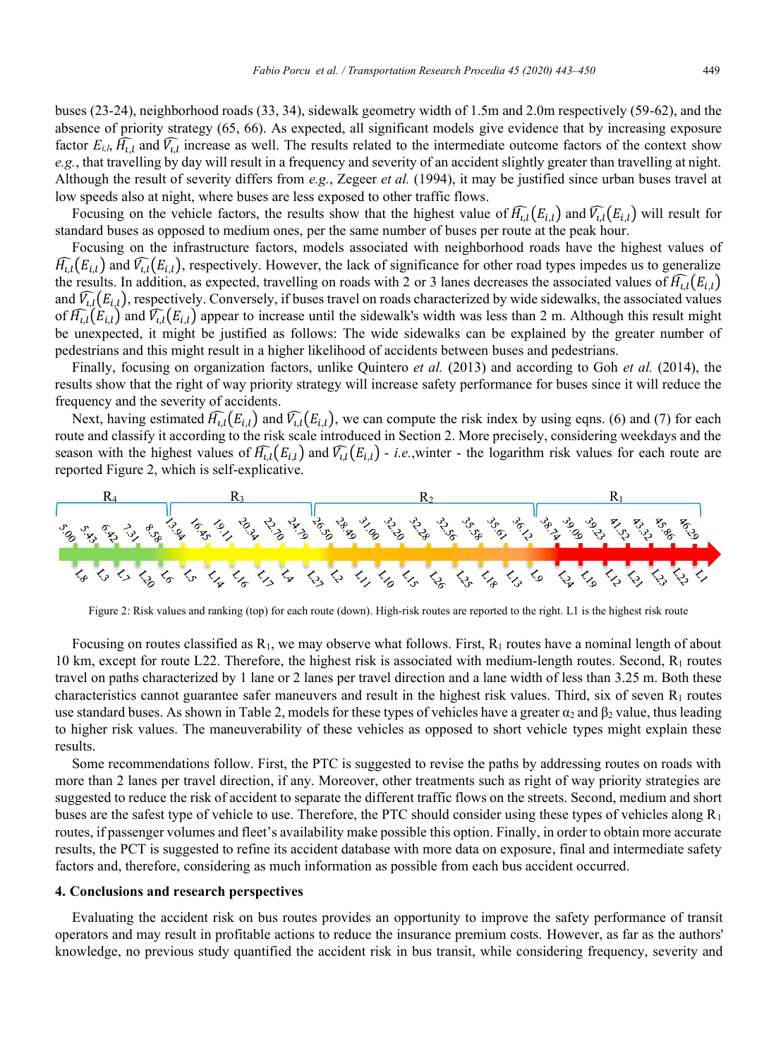buses (23-24), neighborhood roads (33, 34), sidewalk geometry width of 1.5m and 2.0m respectively (59-62), and the absence of priority strategy (65, 66). As expected, all significant models give evidence that by increasing exposure factor $E_{i,l}$, $\widehat{H_{i,l}}$ and $\widehat{V_{i,l}}$ increase as well. The results related to the intermediate outcome factors of the context show *e.g.*, that travelling by day will result in a frequency and severity of an accident slightly greater than travelling at night. Although the result of severity differs from *e.g.*, Zegeer *et al.* (1994), it may be justified since urban buses travel at low speeds also at night, where buses are less exposed to other traffic flows.

Focusing on the vehicle factors, the results show that the highest value of $\widehat{H_{i,l}}(E_{i,l})$ and $\widehat{V_{i,l}}(E_{i,l})$ will result for standard buses as opposed to medium ones, per the same number of buses per route at the peak hour.

Focusing on the infrastructure factors, models associated with neighborhood roads have the highest values of $\widehat{H_{i,l}}(E_{i,l})$ and $\widehat{V_{i,l}}(E_{i,l})$, respectively. However, the lack of significance for other road types impedes us to generalize the results. In addition, as expected, travelling on roads with 2 or 3 lanes decreases the associated values of $\widehat{H_{i,l}}(E_{i,l})$ and $\widehat{V_{i,l}}(E_{i,l})$, respectively. Conversely, if buses travel on roads characterized by wide sidewalks, the associated values of $\widehat{H_{i,l}}(E_{i,l})$ and $\widehat{V_{i,l}}(E_{i,l})$ appear to increase until the sidewalk's width was less than 2 m. Although this result might be unexpected, it might be justified as follows: The wide sidewalks can be explained by the greater number of pedestrians and this might result in a higher likelihood of accidents between buses and pedestrians.

Finally, focusing on organization factors, unlike Quintero *et al.* (2013) and according to Goh *et al.* (2014), the results show that the right of way priority strategy will increase safety performance for buses since it will reduce the frequency and the severity of accidents.

Next, having estimated $\widehat{H_{i,l}}(E_{i,l})$ and $\widehat{V_{i,l}}(E_{i,l})$, we can compute the risk index by using eqns. (6) and (7) for each route and classify it according to the risk scale introduced in Section 2. More precisely, considering weekdays and the season with the highest values of $\widehat{H_{i,l}}(E_{i,l})$ and $\widehat{V_{i,l}}(E_{i,l})$ - *i.e.*,winter - the logarithm risk values for each route are reported Figure 2, which is self-explicative.

Figure 2: Risk values and ranking (top) for each route (down). High-risk routes are reported to the right. L1 is the highest risk route

Focusing on routes classified as $R_1$, we may observe what follows. First, $R_1$ routes have a nominal length of about 10 km, except for route L22. Therefore, the highest risk is associated with medium-length routes. Second, $R_1$ routes travel on paths characterized by 1 lane or 2 lanes per travel direction and a lane width of less than 3.25 m. Both these characteristics cannot guarantee safer maneuvers and result in the highest risk values. Third, six of seven $R_1$ routes use standard buses. As shown in Table 2, models for these types of vehicles have a greater $\alpha_2$ and $\beta_2$ value, thus leading to higher risk values. The maneuverability of these vehicles as opposed to short vehicle types might explain these results.

Some recommendations follow. First, the PTC is suggested to revise the paths by addressing routes on roads with more than 2 lanes per travel direction, if any. Moreover, other treatments such as right of way priority strategies are suggested to reduce the risk of accident to separate the different traffic flows on the streets. Second, medium and short buses are the safest type of vehicle to use. Therefore, the PTC should consider using these types of vehicles along $R_1$ routes, if passenger volumes and fleet's availability make possible this option. Finally, in order to obtain more accurate results, the PCT is suggested to refine its accident database with more data on exposure, final and intermediate safety factors and, therefore, considering as much information as possible from each bus accident occurred.

## 4. Conclusions and research perspectives

Evaluating the accident risk on bus routes provides an opportunity to improve the safety performance of transit operators and may result in profitable actions to reduce the insurance premium costs. However, as far as the authors' knowledge, no previous study quantified the accident risk in bus transit, while considering frequency, severity and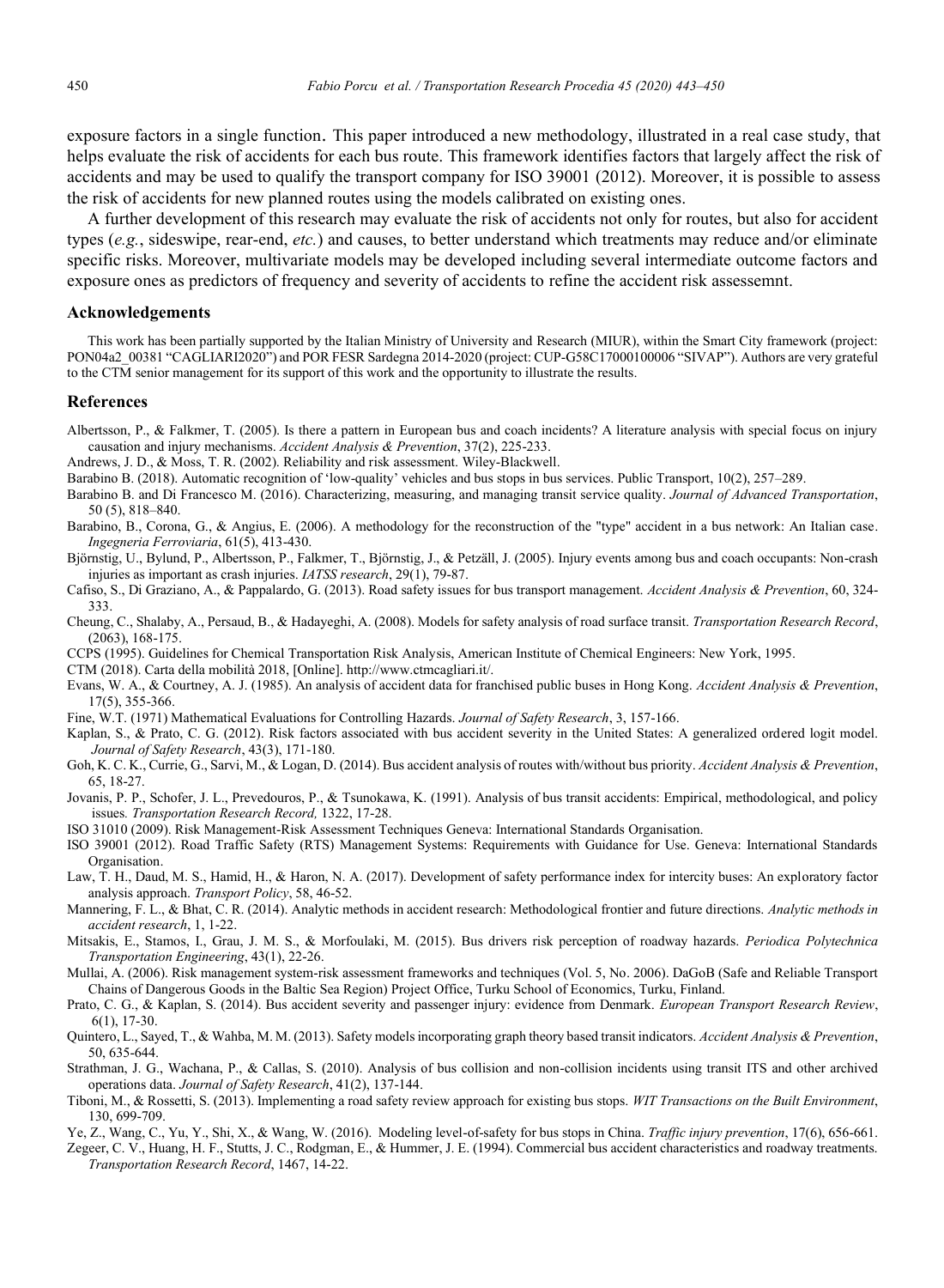exposure factors in a single function. This paper introduced a new methodology, illustrated in a real case study, that helps evaluate the risk of accidents for each bus route. This framework identifies factors that largely affect the risk of accidents and may be used to qualify the transport company for ISO 39001 (2012). Moreover, it is possible to assess the risk of accidents for new planned routes using the models calibrated on existing ones.

A further development of this research may evaluate the risk of accidents not only for routes, but also for accident types (*e.g.*, sideswipe, rear-end, *etc.*) and causes, to better understand which treatments may reduce and/or eliminate specific risks. Moreover, multivariate models may be developed including several intermediate outcome factors and exposure ones as predictors of frequency and severity of accidents to refine the accident risk assessemnt.

## Acknowledgements

This work has been partially supported by the Italian Ministry of University and Research (MIUR), within the Smart City framework (project: PON04a2_00381 "CAGLIARI2020") and POR FESR Sardegna 2014-2020 (project: CUP-G58C17000100006 "SIVAP"). Authors are very grateful to the CTM senior management for its support of this work and the opportunity to illustrate the results.

## References

Albertsson, P., & Falkmer, T. (2005). Is there a pattern in European bus and coach incidents? A literature analysis with special focus on injury causation and injury mechanisms. *Accident Analysis & Prevention*, 37(2), 225-233.

Andrews, J. D., & Moss, T. R. (2002). Reliability and risk assessment. Wiley-Blackwell.

Barabino B. (2018). Automatic recognition of 'low-quality' vehicles and bus stops in bus services. Public Transport, 10(2), 257–289.

Barabino B. and Di Francesco M. (2016). Characterizing, measuring, and managing transit service quality. *Journal of Advanced Transportation*, 50 (5), 818–840.

Barabino, B., Corona, G., & Angius, E. (2006). A methodology for the reconstruction of the "type" accident in a bus network: An Italian case. *Ingegneria Ferroviaria*, 61(5), 413-430.

Björnstig, U., Bylund, P., Albertsson, P., Falkmer, T., Björnstig, J., & Petzäll, J. (2005). Injury events among bus and coach occupants: Non-crash injuries as important as crash injuries. *IATSS research*, 29(1), 79-87.

Cafiso, S., Di Graziano, A., & Pappalardo, G. (2013). Road safety issues for bus transport management. *Accident Analysis & Prevention*, 60, 324-333.

Cheung, C., Shalaby, A., Persaud, B., & Hadayeghi, A. (2008). Models for safety analysis of road surface transit. *Transportation Research Record*, (2063), 168-175.

CCPS (1995). Guidelines for Chemical Transportation Risk Analysis, American Institute of Chemical Engineers: New York, 1995.

CTM (2018). Carta della mobilità 2018, [Online]. http://www.ctmcagliari.it/.

Evans, W. A., & Courtney, A. J. (1985). An analysis of accident data for franchised public buses in Hong Kong. *Accident Analysis & Prevention*, 17(5), 355-366.

Fine, W.T. (1971) Mathematical Evaluations for Controlling Hazards. *Journal of Safety Research*, 3, 157-166.

Kaplan, S., & Prato, C. G. (2012). Risk factors associated with bus accident severity in the United States: A generalized ordered logit model. *Journal of Safety Research*, 43(3), 171-180.

Goh, K. C. K., Currie, G., Sarvi, M., & Logan, D. (2014). Bus accident analysis of routes with/without bus priority. *Accident Analysis & Prevention*, 65, 18-27.

Jovanis, P. P., Schofer, J. L., Prevedouros, P., & Tsunokawa, K. (1991). Analysis of bus transit accidents: Empirical, methodological, and policy issues. *Transportation Research Record,* 1322, 17-28.

ISO 31010 (2009). Risk Management-Risk Assessment Techniques Geneva: International Standards Organisation.

ISO 39001 (2012). Road Traffic Safety (RTS) Management Systems: Requirements with Guidance for Use. Geneva: International Standards Organisation.

Law, T. H., Daud, M. S., Hamid, H., & Haron, N. A. (2017). Development of safety performance index for intercity buses: An exploratory factor analysis approach. *Transport Policy*, 58, 46-52.

Mannering, F. L., & Bhat, C. R. (2014). Analytic methods in accident research: Methodological frontier and future directions. *Analytic methods in accident research*, 1, 1-22.

Mitsakis, E., Stamos, I., Grau, J. M. S., & Morfoulaki, M. (2015). Bus drivers risk perception of roadway hazards. *Periodica Polytechnica Transportation Engineering*, 43(1), 22-26.

Mullai, A. (2006). Risk management system-risk assessment frameworks and techniques (Vol. 5, No. 2006). DaGoB (Safe and Reliable Transport Chains of Dangerous Goods in the Baltic Sea Region) Project Office, Turku School of Economics, Turku, Finland.

Prato, C. G., & Kaplan, S. (2014). Bus accident severity and passenger injury: evidence from Denmark. *European Transport Research Review*, 6(1), 17-30.

Quintero, L., Sayed, T., & Wahba, M. M. (2013). Safety models incorporating graph theory based transit indicators. *Accident Analysis & Prevention*, 50, 635-644.

Strathman, J. G., Wachana, P., & Callas, S. (2010). Analysis of bus collision and non-collision incidents using transit ITS and other archived operations data. *Journal of Safety Research*, 41(2), 137-144.

Tiboni, M., & Rossetti, S. (2013). Implementing a road safety review approach for existing bus stops. *WIT Transactions on the Built Environment*, 130, 699-709.

Ye, Z., Wang, C., Yu, Y., Shi, X., & Wang, W. (2016). Modeling level-of-safety for bus stops in China. *Traffic injury prevention*, 17(6), 656-661.

Zegeer, C. V., Huang, H. F., Stutts, J. C., Rodgman, E., & Hummer, J. E. (1994). Commercial bus accident characteristics and roadway treatments. *Transportation Research Record*, 1467, 14-22.